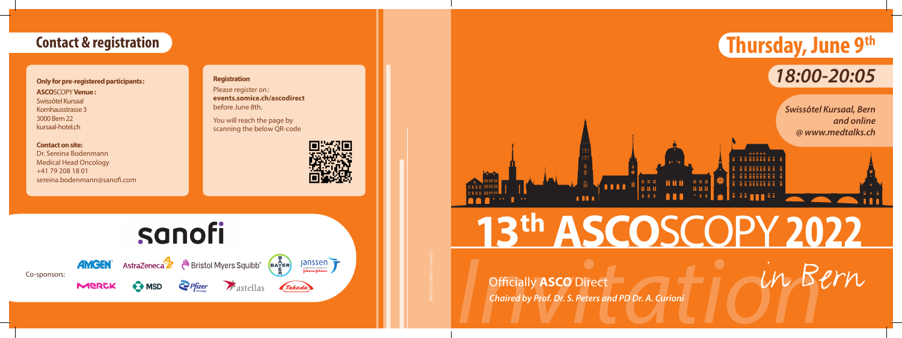## Contact & registration

**Only for pre-registered participants:**

**ASCO**SCOPY **Venue:**
Swissôtel Kursaal
Kornhausstrasse 3
3000 Bern 22
kursaal-hotel.ch

**Contact on site:**
Dr. Sereina Bodenmann
Medical Head Oncology
+41 79 208 18 01
sereina.bodenmann@sanofi.com

**Registration**

Please register on:
**events.somice.ch/ascodirect**
before June 8th.

You will reach the page by scanning the below QR-code

sanofi

Co-sponsors: AMGEN, AstraZeneca, Bristol Myers Squibb, Bayer, Janssen, Merck, MSD, Pfizer, astellas, Takeda

# Thursday, June 9th

## *18:00-20:05*

***Swissôtel Kursaal, Bern***
***and online***
***@ www.medtalks.ch***

# 13th ASCOSCOPY 2022

in Bern

Officially **ASCO** Direct

***Chaired by Prof. Dr. S. Peters and PD Dr. A. Curioni***

*Invitation*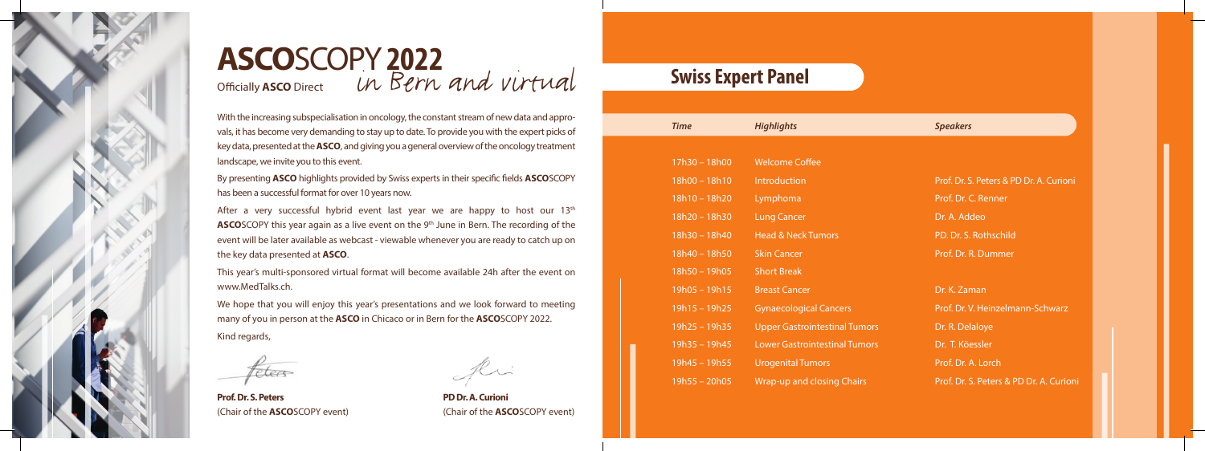# **ASCO**SCOPY **2022**

Officially **ASCO** Direct *in Bern and virtual*

With the increasing subspecialisation in oncology, the constant stream of new data and approvals, it has become very demanding to stay up to date. To provide you with the expert picks of key data, presented at the **ASCO**, and giving you a general overview of the oncology treatment landscape, we invite you to this event.

By presenting **ASCO** highlights provided by Swiss experts in their specific fields **ASCO**SCOPY has been a successful format for over 10 years now.

After a very successful hybrid event last year we are happy to host our 13th **ASCO**SCOPY this year again as a live event on the 9th June in Bern. The recording of the event will be later available as webcast - viewable whenever you are ready to catch up on the key data presented at **ASCO**.

This year's multi-sponsored virtual format will become available 24h after the event on www.MedTalks.ch.

We hope that you will enjoy this year's presentations and we look forward to meeting many of you in person at the **ASCO** in Chicaco or in Bern for the **ASCO**SCOPY 2022.

Kind regards,

**Prof. Dr. S. Peters**
(Chair of the **ASCO**SCOPY event)

**PD Dr. A. Curioni**
(Chair of the **ASCO**SCOPY event)

## Swiss Expert Panel

| *Time* | *Highlights* | *Speakers* |
|---|---|---|
| 17h30 – 18h00 | Welcome Coffee | |
| 18h00 – 18h10 | Introduction | Prof. Dr. S. Peters & PD Dr. A. Curioni |
| 18h10 – 18h20 | Lymphoma | Prof. Dr. C. Renner |
| 18h20 – 18h30 | Lung Cancer | Dr. A. Addeo |
| 18h30 – 18h40 | Head & Neck Tumors | PD. Dr. S. Rothschild |
| 18h40 – 18h50 | Skin Cancer | Prof. Dr. R. Dummer |
| 18h50 – 19h05 | Short Break | |
| 19h05 – 19h15 | Breast Cancer | Dr. K. Zaman |
| 19h15 – 19h25 | Gynaecological Cancers | Prof. Dr. V. Heinzelmann-Schwarz |
| 19h25 – 19h35 | Upper Gastrointestinal Tumors | Dr. R. Delaloye |
| 19h35 – 19h45 | Lower Gastrointestinal Tumors | Dr. T. Köessler |
| 19h45 – 19h55 | Urogenital Tumors | Prof. Dr. A. Lorch |
| 19h55 – 20h05 | Wrap-up and closing Chairs | Prof. Dr. S. Peters & PD Dr. A. Curioni |